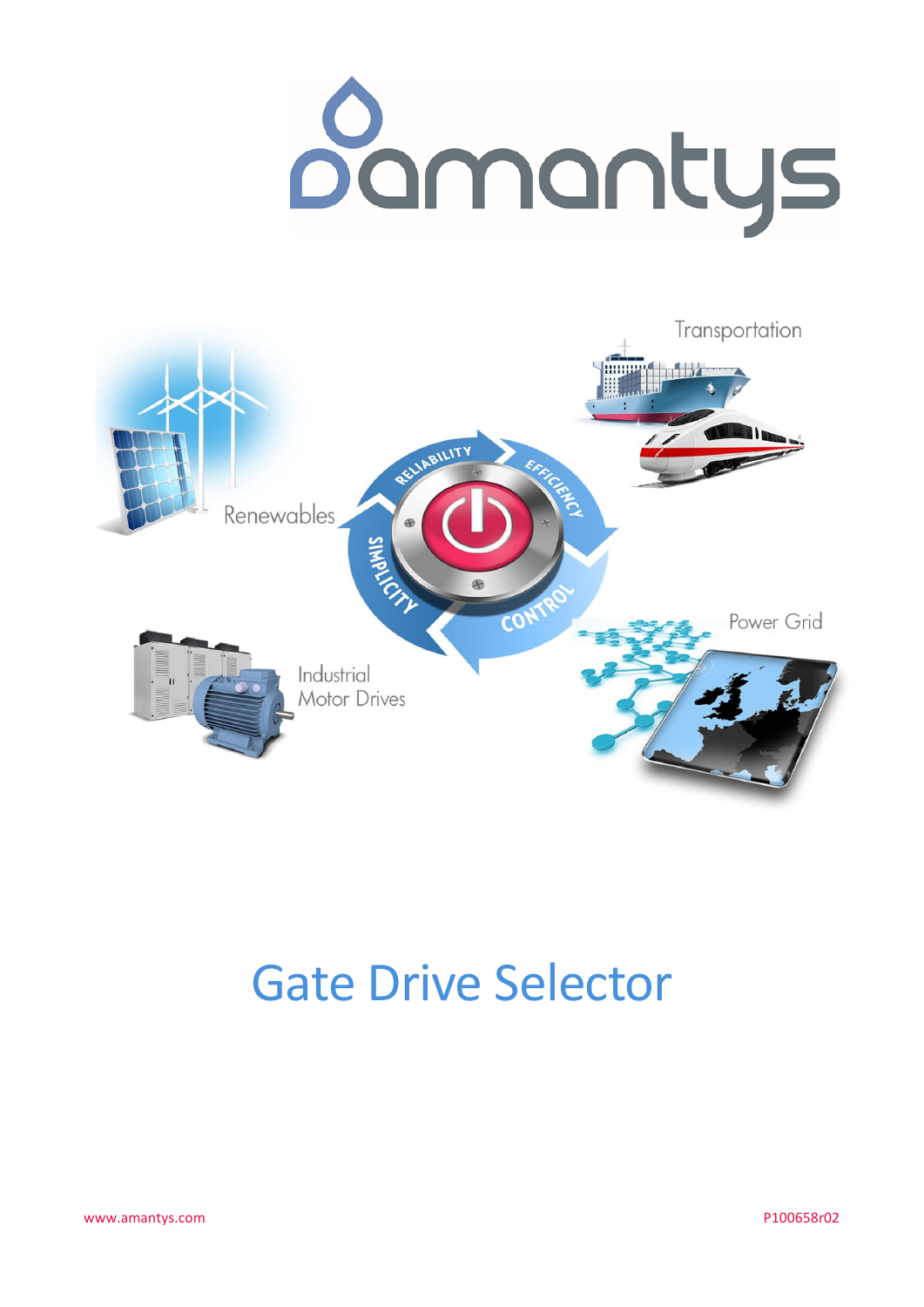amantys

Renewables

Transportation

RELIABILITY

EFFICIENCY

SIMPLICITY

CONTROL

Industrial Motor Drives

Power Grid

# Gate Drive Selector

www.amantys.com

P100658r02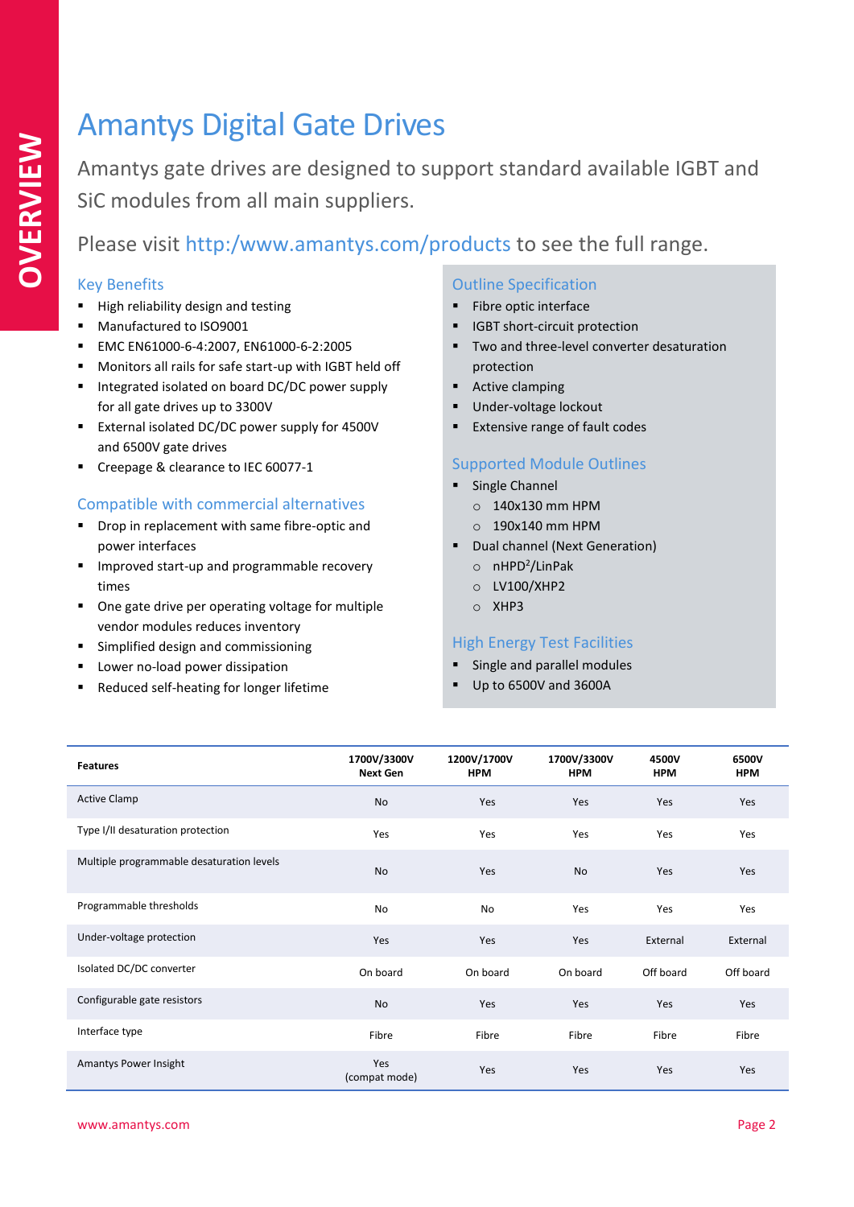OVERVIEW

# Amantys Digital Gate Drives

Amantys gate drives are designed to support standard available IGBT and SiC modules from all main suppliers.

Please visit http:/www.amantys.com/products to see the full range.

## Key Benefits

- High reliability design and testing
- Manufactured to ISO9001
- EMC EN61000-6-4:2007, EN61000-6-2:2005
- Monitors all rails for safe start-up with IGBT held off
- Integrated isolated on board DC/DC power supply for all gate drives up to 3300V
- External isolated DC/DC power supply for 4500V and 6500V gate drives
- Creepage & clearance to IEC 60077-1

## Compatible with commercial alternatives

- Drop in replacement with same fibre-optic and power interfaces
- Improved start-up and programmable recovery times
- One gate drive per operating voltage for multiple vendor modules reduces inventory
- Simplified design and commissioning
- Lower no-load power dissipation
- Reduced self-heating for longer lifetime

## Outline Specification

- Fibre optic interface
- IGBT short-circuit protection
- Two and three-level converter desaturation protection
- Active clamping
- Under-voltage lockout
- Extensive range of fault codes

## Supported Module Outlines

- Single Channel
  - 140x130 mm HPM
  - 190x140 mm HPM
- Dual channel (Next Generation)
  - nHPD[2]/LinPak
  - LV100/XHP2
  - XHP3

## High Energy Test Facilities

- Single and parallel modules
- Up to 6500V and 3600A

| Features | 1700V/3300V Next Gen | 1200V/1700V HPM | 1700V/3300V HPM | 4500V HPM | 6500V HPM |
|---|---|---|---|---|---|
| Active Clamp | No | Yes | Yes | Yes | Yes |
| Type I/II desaturation protection | Yes | Yes | Yes | Yes | Yes |
| Multiple programmable desaturation levels | No | Yes | No | Yes | Yes |
| Programmable thresholds | No | No | Yes | Yes | Yes |
| Under-voltage protection | Yes | Yes | Yes | External | External |
| Isolated DC/DC converter | On board | On board | On board | Off board | Off board |
| Configurable gate resistors | No | Yes | Yes | Yes | Yes |
| Interface type | Fibre | Fibre | Fibre | Fibre | Fibre |
| Amantys Power Insight | Yes (compat mode) | Yes | Yes | Yes | Yes |

www.amantys.com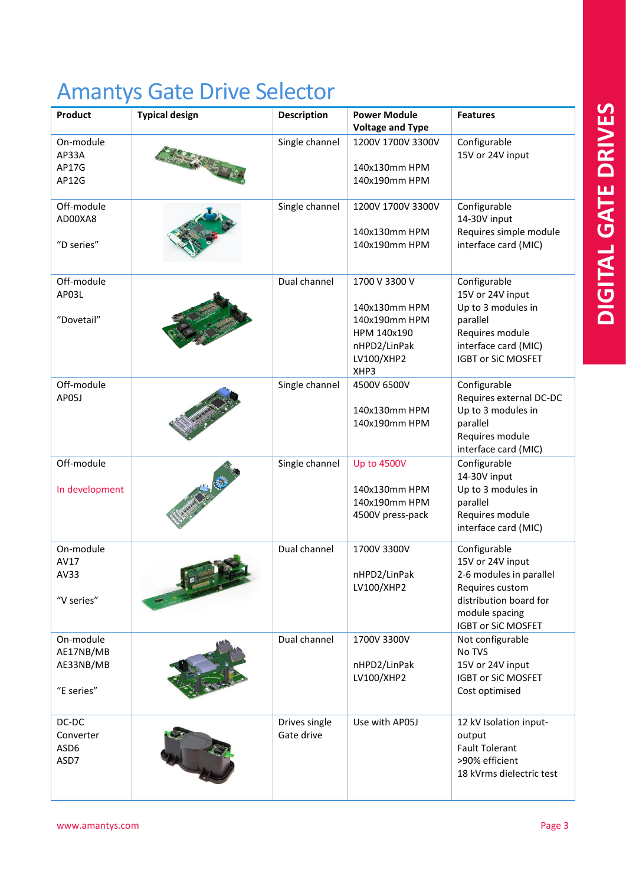# Amantys Gate Drive Selector

| Product | Typical design | Description | Power Module Voltage and Type | Features |
|---|---|---|---|---|
| On-module<br>AP33A<br>AP17G<br>AP12G | | Single channel | 1200V 1700V 3300V<br><br>140x130mm HPM<br>140x190mm HPM | Configurable<br>15V or 24V input |
| Off-module<br>AD00XA8<br><br>"D series" | | Single channel | 1200V 1700V 3300V<br><br>140x130mm HPM<br>140x190mm HPM | Configurable<br>14-30V input<br>Requires simple module interface card (MIC) |
| Off-module<br>AP03L<br><br>"Dovetail" | | Dual channel | 1700 V 3300 V<br><br>140x130mm HPM<br>140x190mm HPM<br>HPM 140x190<br>nHPD2/LinPak<br>LV100/XHP2<br>XHP3 | Configurable<br>15V or 24V input<br>Up to 3 modules in parallel<br>Requires module interface card (MIC)<br>IGBT or SiC MOSFET |
| Off-module<br>AP05J | | Single channel | 4500V 6500V<br><br>140x130mm HPM<br>140x190mm HPM | Configurable<br>Requires external DC-DC<br>Up to 3 modules in parallel<br>Requires module interface card (MIC) |
| Off-module<br><br>In development | | Single channel | Up to 4500V<br><br>140x130mm HPM<br>140x190mm HPM<br>4500V press-pack | Configurable<br>14-30V input<br>Up to 3 modules in parallel<br>Requires module interface card (MIC) |
| On-module<br>AV17<br>AV33<br><br>"V series" | | Dual channel | 1700V 3300V<br><br>nHPD2/LinPak<br>LV100/XHP2 | Configurable<br>15V or 24V input<br>2-6 modules in parallel<br>Requires custom distribution board for module spacing<br>IGBT or SiC MOSFET |
| On-module<br>AE17NB/MB<br>AE33NB/MB<br><br>"E series" | | Dual channel | 1700V 3300V<br><br>nHPD2/LinPak<br>LV100/XHP2 | Not configurable<br>No TVS<br>15V or 24V input<br>IGBT or SiC MOSFET<br>Cost optimised |
| DC-DC Converter<br>ASD6<br>ASD7 | | Drives single Gate drive | Use with AP05J | 12 kV Isolation input-output<br>Fault Tolerant<br>>90% efficient<br>18 kVrms dielectric test |

www.amantys.com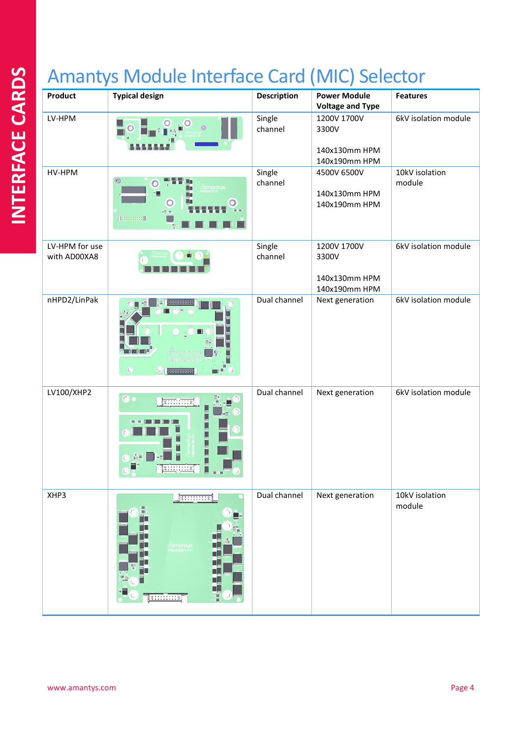# Amantys Module Interface Card (MIC) Selector

| Product | Typical design | Description | Power Module Voltage and Type | Features |
|---|---|---|---|---|
| LV-HPM | | Single channel | 1200V 1700V 3300V<br><br>140x130mm HPM<br>140x190mm HPM | 6kV isolation module |
| HV-HPM | | Single channel | 4500V 6500V<br><br>140x130mm HPM<br>140x190mm HPM | 10kV isolation module |
| LV-HPM for use with AD00XA8 | | Single channel | 1200V 1700V 3300V<br><br>140x130mm HPM<br>140x190mm HPM | 6kV isolation module |
| nHPD2/LinPak | | Dual channel | Next generation | 6kV isolation module |
| LV100/XHP2 | | Dual channel | Next generation | 6kV isolation module |
| XHP3 | | Dual channel | Next generation | 10kV isolation module |

INTERFACE CARDS

www.amantys.com